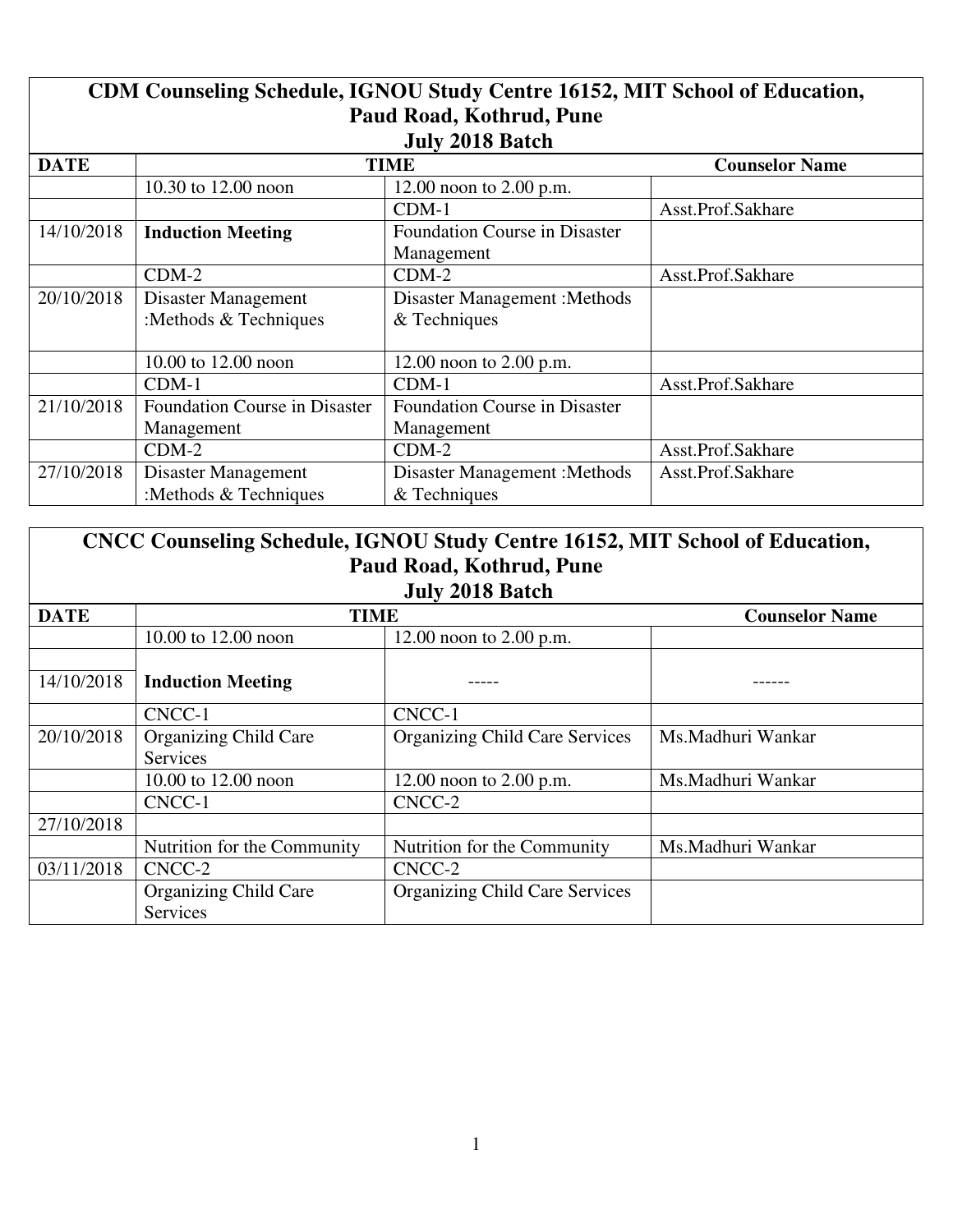| CDM Counseling Schedule, IGNOU Study Centre 16152, MIT School of Education, Paud Road, Kothrud, Pune July 2018 Batch | | | |
|---|---|---|---|
| **DATE** | **TIME** | | **Counselor Name** |
| | 10.30 to 12.00 noon | 12.00 noon to 2.00 p.m. | |
| | | CDM-1 | Asst.Prof.Sakhare |
| 14/10/2018 | **Induction Meeting** | Foundation Course in Disaster Management | |
| | CDM-2 | CDM-2 | Asst.Prof.Sakhare |
| 20/10/2018 | Disaster Management :Methods & Techniques | Disaster Management :Methods & Techniques | |
| | 10.00 to 12.00 noon | 12.00 noon to 2.00 p.m. | |
| | CDM-1 | CDM-1 | Asst.Prof.Sakhare |
| 21/10/2018 | Foundation Course in Disaster Management | Foundation Course in Disaster Management | |
| | CDM-2 | CDM-2 | Asst.Prof.Sakhare |
| 27/10/2018 | Disaster Management :Methods & Techniques | Disaster Management :Methods & Techniques | Asst.Prof.Sakhare |

| CNCC Counseling Schedule, IGNOU Study Centre 16152, MIT School of Education, Paud Road, Kothrud, Pune July 2018 Batch | | | |
|---|---|---|---|
| **DATE** | **TIME** | | **Counselor Name** |
| | 10.00 to 12.00 noon | 12.00 noon to 2.00 p.m. | |
| 14/10/2018 | **Induction Meeting** | ----- | ------ |
| | CNCC-1 | CNCC-1 | |
| 20/10/2018 | Organizing Child Care Services | Organizing Child Care Services | Ms.Madhuri Wankar |
| | 10.00 to 12.00 noon | 12.00 noon to 2.00 p.m. | Ms.Madhuri Wankar |
| | CNCC-1 | CNCC-2 | |
| 27/10/2018 | | | |
| | Nutrition for the Community | Nutrition for the Community | Ms.Madhuri Wankar |
| 03/11/2018 | CNCC-2 | CNCC-2 | |
| | Organizing Child Care Services | Organizing Child Care Services | |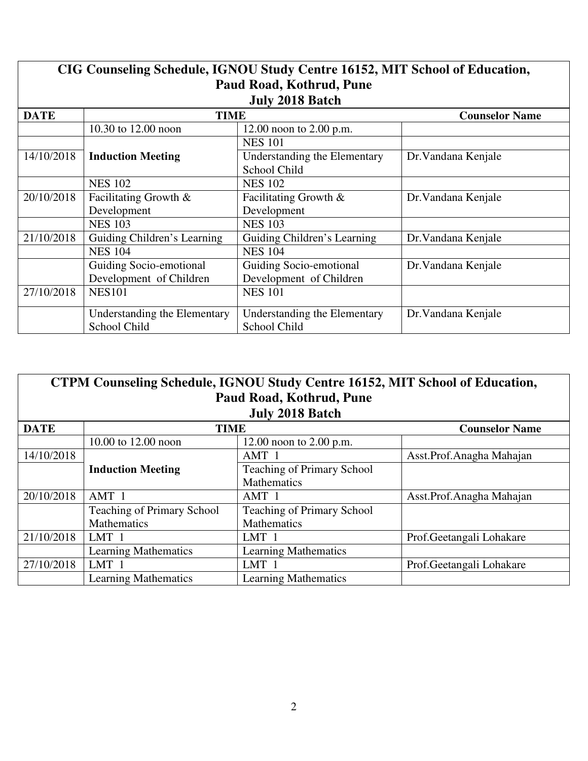| CIG Counseling Schedule, IGNOU Study Centre 16152, MIT School of Education, Paud Road, Kothrud, Pune July 2018 Batch | | | |
|---|---|---|---|
| **DATE** | **TIME** | | **Counselor Name** |
| | 10.30 to 12.00 noon | 12.00 noon to 2.00 p.m. | |
| | | NES 101 | |
| 14/10/2018 | **Induction Meeting** | Understanding the Elementary School Child | Dr.Vandana Kenjale |
| | NES 102 | NES 102 | |
| 20/10/2018 | Facilitating Growth & Development | Facilitating Growth & Development | Dr.Vandana Kenjale |
| | NES 103 | NES 103 | |
| 21/10/2018 | Guiding Children's Learning | Guiding Children's Learning | Dr.Vandana Kenjale |
| | NES 104 | NES 104 | |
| | Guiding Socio-emotional Development of Children | Guiding Socio-emotional Development of Children | Dr.Vandana Kenjale |
| 27/10/2018 | NES101 | NES 101 | |
| | Understanding the Elementary School Child | Understanding the Elementary School Child | Dr.Vandana Kenjale |

| CTPM Counseling Schedule, IGNOU Study Centre 16152, MIT School of Education, Paud Road, Kothrud, Pune July 2018 Batch | | | |
|---|---|---|---|
| **DATE** | **TIME** | | **Counselor Name** |
| | 10.00 to 12.00 noon | 12.00 noon to 2.00 p.m. | |
| 14/10/2018 | | AMT 1 | Asst.Prof.Anagha Mahajan |
| | **Induction Meeting** | Teaching of Primary School Mathematics | |
| 20/10/2018 | AMT 1 | AMT 1 | Asst.Prof.Anagha Mahajan |
| | Teaching of Primary School Mathematics | Teaching of Primary School Mathematics | |
| 21/10/2018 | LMT 1 | LMT 1 | Prof.Geetangali Lohakare |
| | Learning Mathematics | Learning Mathematics | |
| 27/10/2018 | LMT 1 | LMT 1 | Prof.Geetangali Lohakare |
| | Learning Mathematics | Learning Mathematics | |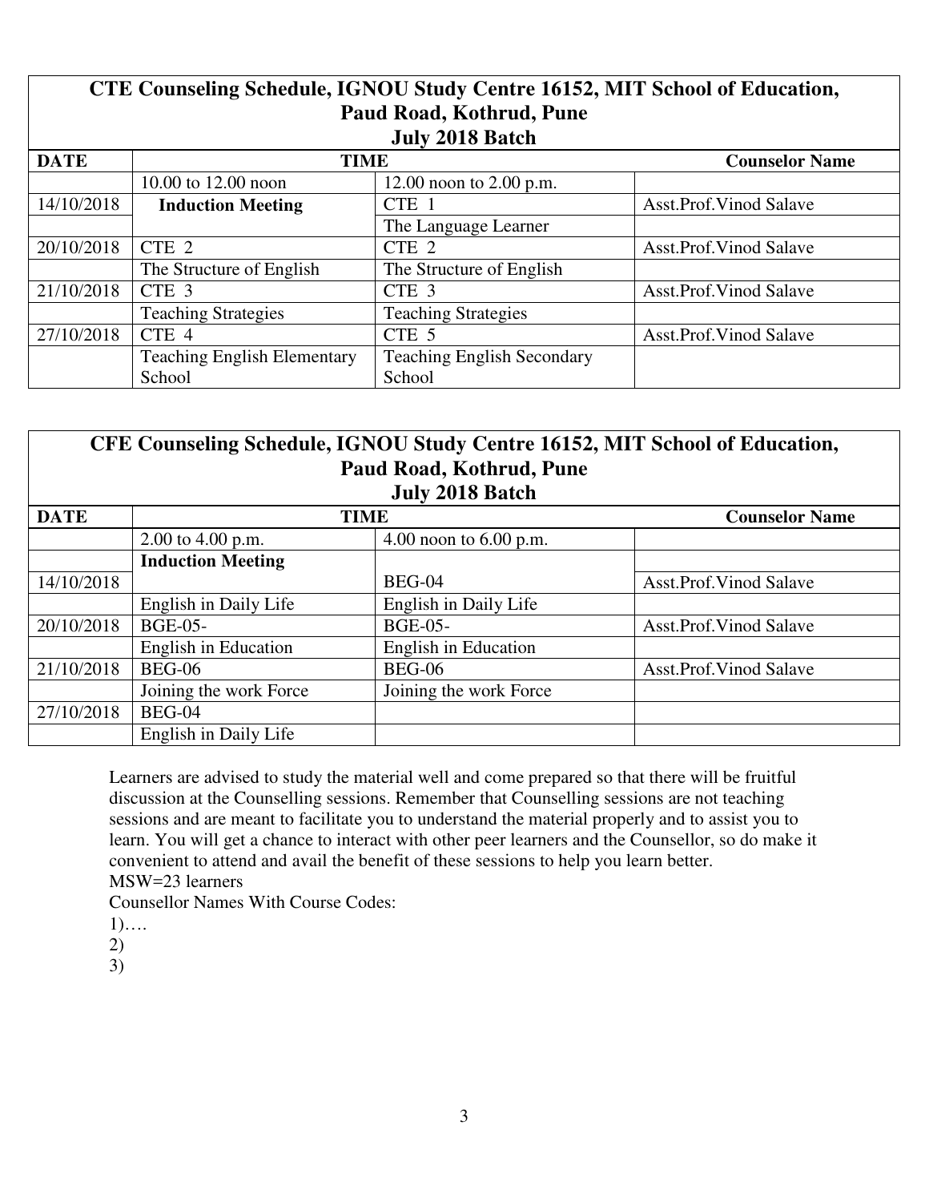| CTE Counseling Schedule, IGNOU Study Centre 16152, MIT School of Education, Paud Road, Kothrud, Pune July 2018 Batch | | | |
|---|---|---|---|
| **DATE** | **TIME** | | **Counselor Name** |
| | 10.00 to 12.00 noon | 12.00 noon to 2.00 p.m. | |
| 14/10/2018 | **Induction Meeting** | CTE 1 | Asst.Prof.Vinod Salave |
| | | The Language Learner | |
| 20/10/2018 | CTE 2 | CTE 2 | Asst.Prof.Vinod Salave |
| | The Structure of English | The Structure of English | |
| 21/10/2018 | CTE 3 | CTE 3 | Asst.Prof.Vinod Salave |
| | Teaching Strategies | Teaching Strategies | |
| 27/10/2018 | CTE 4 | CTE 5 | Asst.Prof.Vinod Salave |
| | Teaching English Elementary School | Teaching English Secondary School | |

| CFE Counseling Schedule, IGNOU Study Centre 16152, MIT School of Education, Paud Road, Kothrud, Pune July 2018 Batch | | | |
|---|---|---|---|
| **DATE** | **TIME** | | **Counselor Name** |
| | 2.00 to 4.00 p.m. | 4.00 noon to 6.00 p.m. | |
| | **Induction Meeting** | | |
| 14/10/2018 | | BEG-04 | Asst.Prof.Vinod Salave |
| | English in Daily Life | English in Daily Life | |
| 20/10/2018 | BGE-05- | BGE-05- | Asst.Prof.Vinod Salave |
| | English in Education | English in Education | |
| 21/10/2018 | BEG-06 | BEG-06 | Asst.Prof.Vinod Salave |
| | Joining the work Force | Joining the work Force | |
| 27/10/2018 | BEG-04 | | |
| | English in Daily Life | | |

Learners are advised to study the material well and come prepared so that there will be fruitful discussion at the Counselling sessions. Remember that Counselling sessions are not teaching sessions and are meant to facilitate you to understand the material properly and to assist you to learn. You will get a chance to interact with other peer learners and the Counsellor, so do make it convenient to attend and avail the benefit of these sessions to help you learn better.

MSW=23 learners

Counsellor Names With Course Codes:

1)….

2)

3)